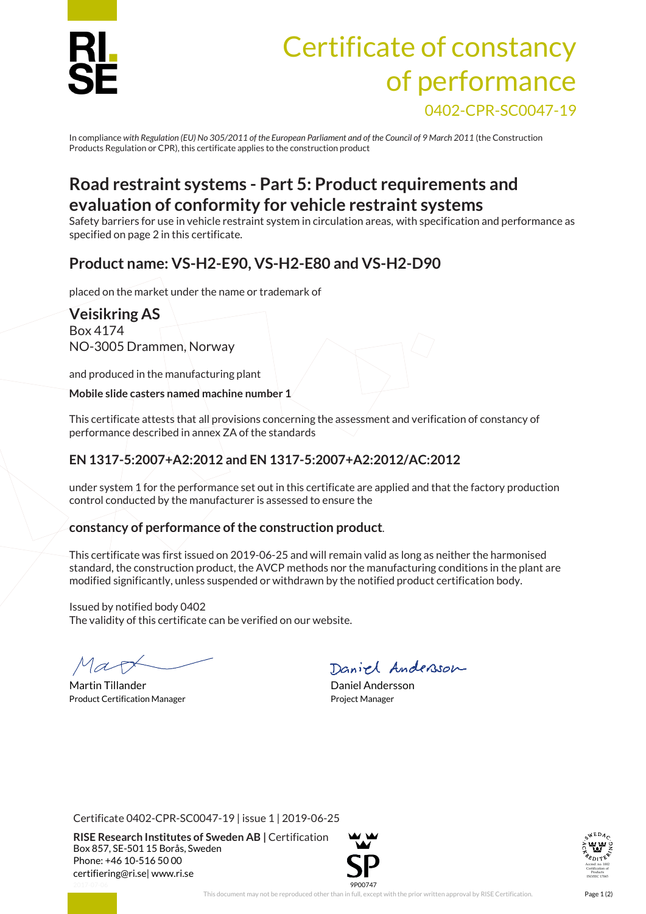# Certificate of constancy of performance

0402-CPR-SC0047-19

In compliance *with Regulation (EU) No 305/2011 of the European Parliament and of the Council of 9 March 2011* (the Construction Products Regulation or CPR), this certificate applies to the construction product

## Road restraint systems - Part 5: Product requirements and evaluation of conformity for vehicle restraint systems

Safety barriers for use in vehicle restraint system in circulation areas, with specification and performance as specified on page 2 in this certificate.

## Product name: VS-H2-E90, VS-H2-E80 and VS-H2-D90

placed on the market under the name or trademark of

### Veisikring AS

Box 4174
NO-3005 Drammen, Norway

and produced in the manufacturing plant

**Mobile slide casters named machine number 1**

This certificate attests that all provisions concerning the assessment and verification of constancy of performance described in annex ZA of the standards

### EN 1317-5:2007+A2:2012 and EN 1317-5:2007+A2:2012/AC:2012

under system 1 for the performance set out in this certificate are applied and that the factory production control conducted by the manufacturer is assessed to ensure the

### constancy of performance of the construction product.

This certificate was first issued on 2019-06-25 and will remain valid as long as neither the harmonised standard, the construction product, the AVCP methods nor the manufacturing conditions in the plant are modified significantly, unless suspended or withdrawn by the notified product certification body.

Issued by notified body 0402
The validity of this certificate can be verified on our website.

Martin Tillander
Product Certification Manager

Daniel Andersson
Project Manager

Certificate 0402-CPR-SC0047-19 | issue 1 | 2019-06-25

**RISE Research Institutes of Sweden AB |** Certification
Box 857, SE-501 15 Borås, Sweden
Phone: +46 10-516 50 00
certifiering@ri.se| www.ri.se

9P00747

This document may not be reproduced other than in full, except with the prior written approval by RISE Certification.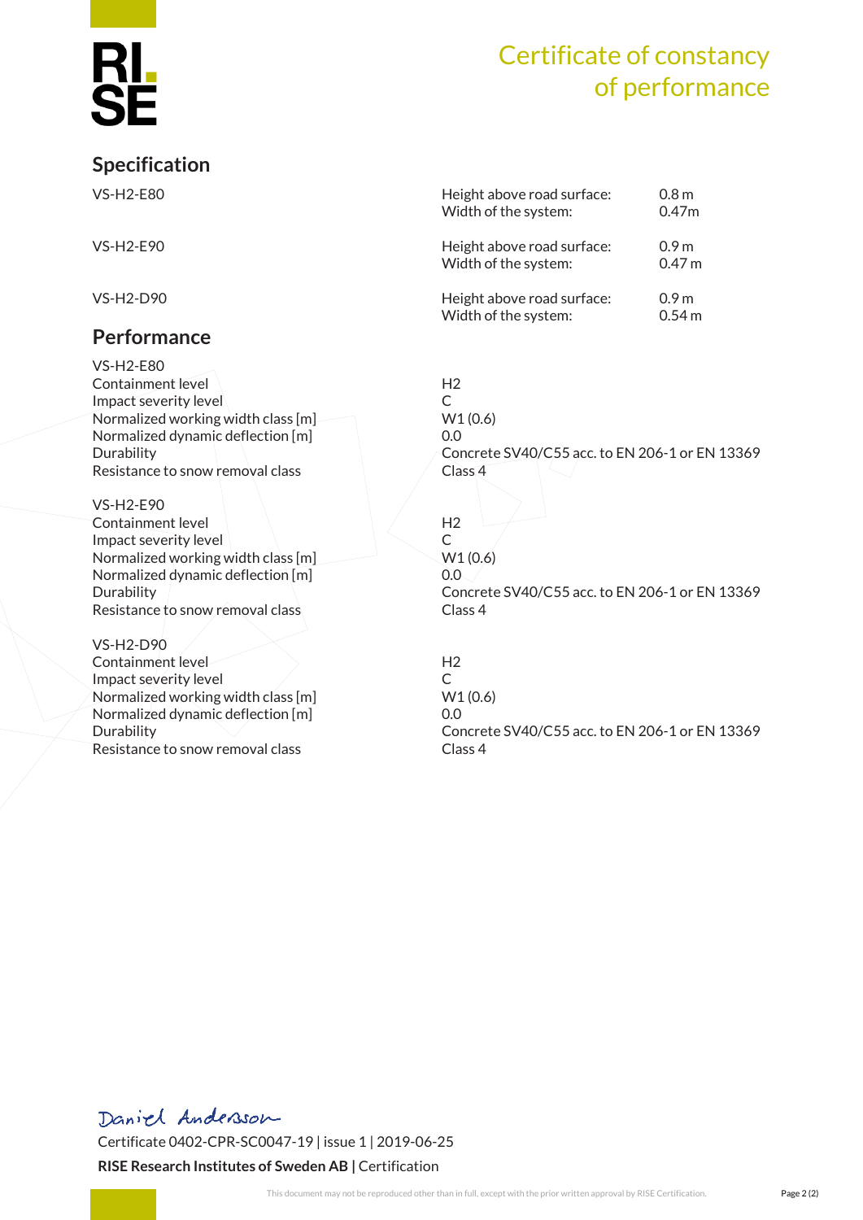# Certificate of constancy of performance

## Specification

| | | |
|---|---|---|
| VS-H2-E80 | Height above road surface:<br>Width of the system: | 0.8 m<br>0.47m |
| VS-H2-E90 | Height above road surface:<br>Width of the system: | 0.9 m<br>0.47 m |
| VS-H2-D90 | Height above road surface:<br>Width of the system: | 0.9 m<br>0.54 m |

## Performance

**VS-H2-E80**

| | |
|---|---|
| Containment level | H2 |
| Impact severity level | C |
| Normalized working width class [m] | W1 (0.6) |
| Normalized dynamic deflection [m] | 0.0 |
| Durability | Concrete SV40/C55 acc. to EN 206-1 or EN 13369 |
| Resistance to snow removal class | Class 4 |

**VS-H2-E90**

| | |
|---|---|
| Containment level | H2 |
| Impact severity level | C |
| Normalized working width class [m] | W1 (0.6) |
| Normalized dynamic deflection [m] | 0.0 |
| Durability | Concrete SV40/C55 acc. to EN 206-1 or EN 13369 |
| Resistance to snow removal class | Class 4 |

**VS-H2-D90**

| | |
|---|---|
| Containment level | H2 |
| Impact severity level | C |
| Normalized working width class [m] | W1 (0.6) |
| Normalized dynamic deflection [m] | 0.0 |
| Durability | Concrete SV40/C55 acc. to EN 206-1 or EN 13369 |
| Resistance to snow removal class | Class 4 |

Daniel Andersson

Certificate 0402-CPR-SC0047-19 | issue 1 | 2019-06-25

**RISE Research Institutes of Sweden AB** | Certification

This document may not be reproduced other than in full, except with the prior written approval by RISE Certification.